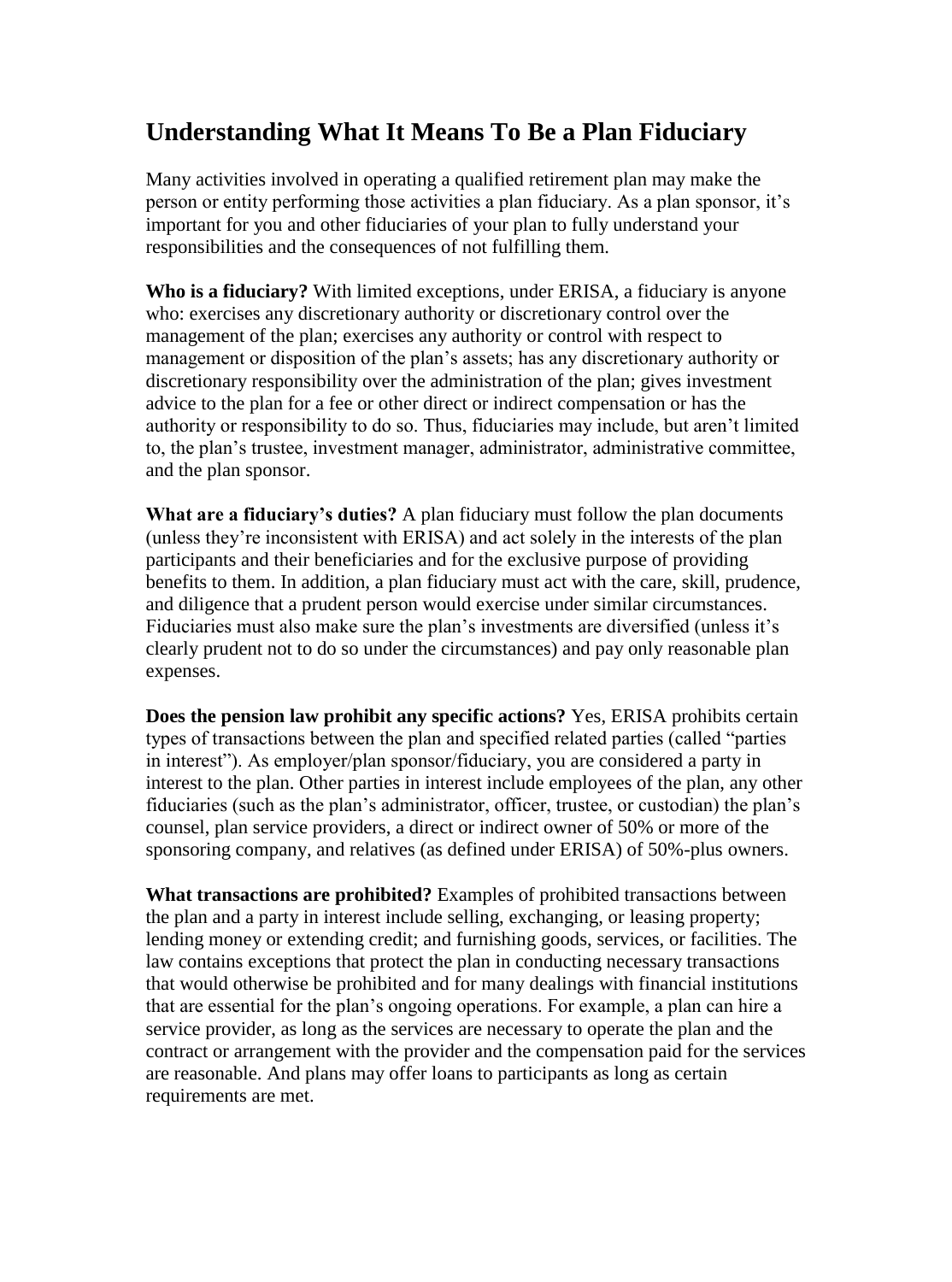# Understanding What It Means To Be a Plan Fiduciary

Many activities involved in operating a qualified retirement plan may make the person or entity performing those activities a plan fiduciary. As a plan sponsor, it's important for you and other fiduciaries of your plan to fully understand your responsibilities and the consequences of not fulfilling them.

**Who is a fiduciary?** With limited exceptions, under ERISA, a fiduciary is anyone who: exercises any discretionary authority or discretionary control over the management of the plan; exercises any authority or control with respect to management or disposition of the plan's assets; has any discretionary authority or discretionary responsibility over the administration of the plan; gives investment advice to the plan for a fee or other direct or indirect compensation or has the authority or responsibility to do so. Thus, fiduciaries may include, but aren't limited to, the plan's trustee, investment manager, administrator, administrative committee, and the plan sponsor.

**What are a fiduciary's duties?** A plan fiduciary must follow the plan documents (unless they're inconsistent with ERISA) and act solely in the interests of the plan participants and their beneficiaries and for the exclusive purpose of providing benefits to them. In addition, a plan fiduciary must act with the care, skill, prudence, and diligence that a prudent person would exercise under similar circumstances. Fiduciaries must also make sure the plan's investments are diversified (unless it's clearly prudent not to do so under the circumstances) and pay only reasonable plan expenses.

**Does the pension law prohibit any specific actions?** Yes, ERISA prohibits certain types of transactions between the plan and specified related parties (called "parties in interest"). As employer/plan sponsor/fiduciary, you are considered a party in interest to the plan. Other parties in interest include employees of the plan, any other fiduciaries (such as the plan's administrator, officer, trustee, or custodian) the plan's counsel, plan service providers, a direct or indirect owner of 50% or more of the sponsoring company, and relatives (as defined under ERISA) of 50%-plus owners.

**What transactions are prohibited?** Examples of prohibited transactions between the plan and a party in interest include selling, exchanging, or leasing property; lending money or extending credit; and furnishing goods, services, or facilities. The law contains exceptions that protect the plan in conducting necessary transactions that would otherwise be prohibited and for many dealings with financial institutions that are essential for the plan's ongoing operations. For example, a plan can hire a service provider, as long as the services are necessary to operate the plan and the contract or arrangement with the provider and the compensation paid for the services are reasonable. And plans may offer loans to participants as long as certain requirements are met.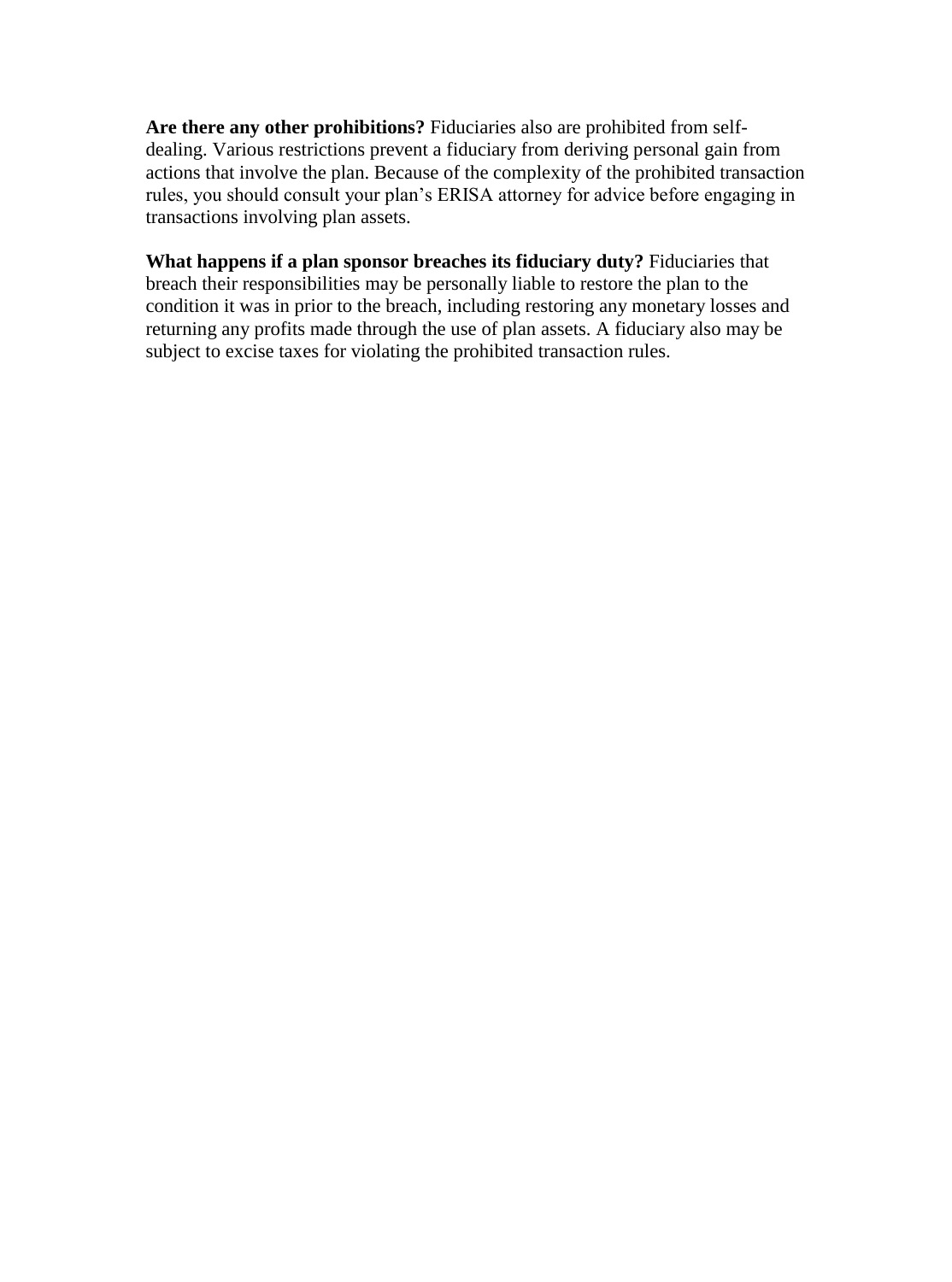**Are there any other prohibitions?** Fiduciaries also are prohibited from self-dealing. Various restrictions prevent a fiduciary from deriving personal gain from actions that involve the plan. Because of the complexity of the prohibited transaction rules, you should consult your plan's ERISA attorney for advice before engaging in transactions involving plan assets.

**What happens if a plan sponsor breaches its fiduciary duty?** Fiduciaries that breach their responsibilities may be personally liable to restore the plan to the condition it was in prior to the breach, including restoring any monetary losses and returning any profits made through the use of plan assets. A fiduciary also may be subject to excise taxes for violating the prohibited transaction rules.